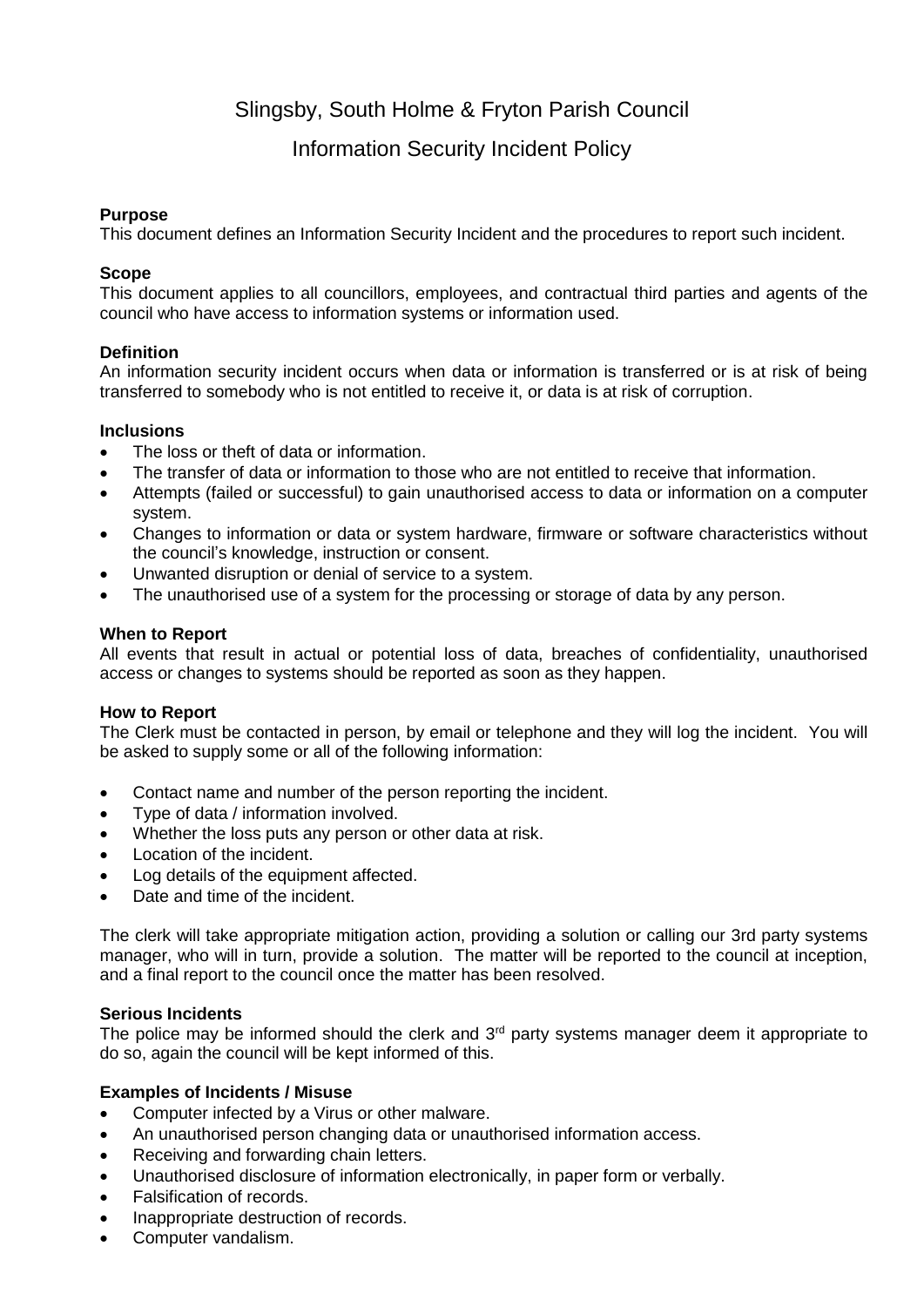# Slingsby, South Holme & Fryton Parish Council

## Information Security Incident Policy

**Purpose**
This document defines an Information Security Incident and the procedures to report such incident.

**Scope**
This document applies to all councillors, employees, and contractual third parties and agents of the council who have access to information systems or information used.

**Definition**
An information security incident occurs when data or information is transferred or is at risk of being transferred to somebody who is not entitled to receive it, or data is at risk of corruption.

**Inclusions**

- The loss or theft of data or information.
- The transfer of data or information to those who are not entitled to receive that information.
- Attempts (failed or successful) to gain unauthorised access to data or information on a computer system.
- Changes to information or data or system hardware, firmware or software characteristics without the council's knowledge, instruction or consent.
- Unwanted disruption or denial of service to a system.
- The unauthorised use of a system for the processing or storage of data by any person.

**When to Report**
All events that result in actual or potential loss of data, breaches of confidentiality, unauthorised access or changes to systems should be reported as soon as they happen.

**How to Report**
The Clerk must be contacted in person, by email or telephone and they will log the incident. You will be asked to supply some or all of the following information:

- Contact name and number of the person reporting the incident.
- Type of data / information involved.
- Whether the loss puts any person or other data at risk.
- Location of the incident.
- Log details of the equipment affected.
- Date and time of the incident.

The clerk will take appropriate mitigation action, providing a solution or calling our 3rd party systems manager, who will in turn, provide a solution. The matter will be reported to the council at inception, and a final report to the council once the matter has been resolved.

**Serious Incidents**
The police may be informed should the clerk and 3rd party systems manager deem it appropriate to do so, again the council will be kept informed of this.

**Examples of Incidents / Misuse**

- Computer infected by a Virus or other malware.
- An unauthorised person changing data or unauthorised information access.
- Receiving and forwarding chain letters.
- Unauthorised disclosure of information electronically, in paper form or verbally.
- Falsification of records.
- Inappropriate destruction of records.
- Computer vandalism.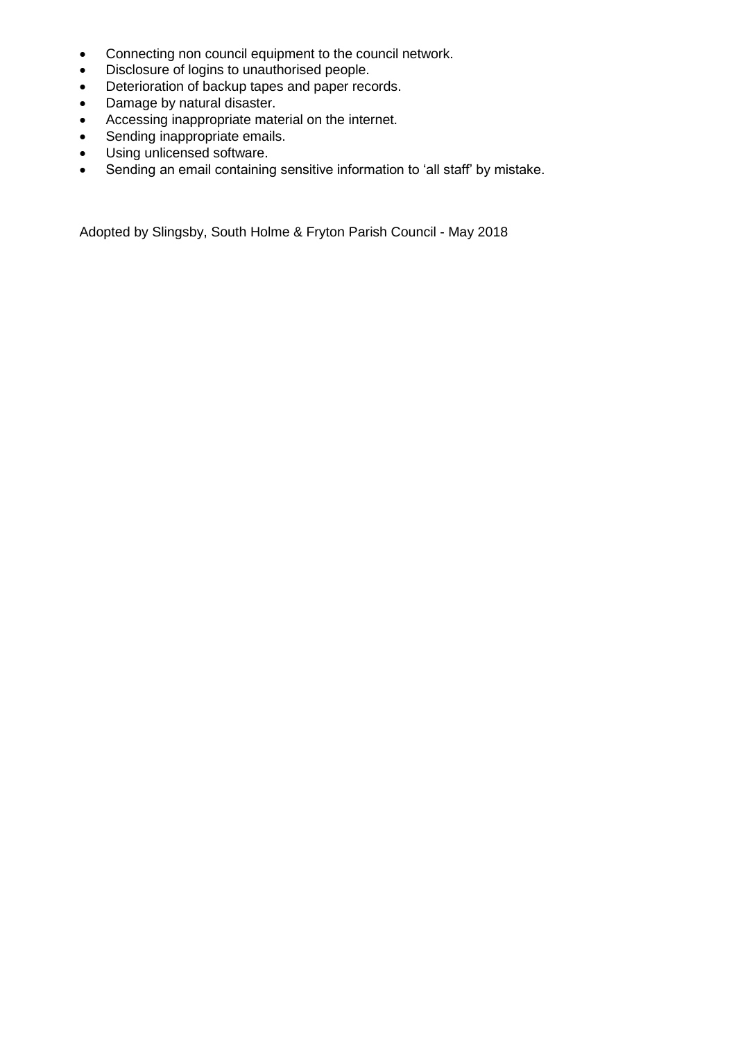- Connecting non council equipment to the council network.
- Disclosure of logins to unauthorised people.
- Deterioration of backup tapes and paper records.
- Damage by natural disaster.
- Accessing inappropriate material on the internet.
- Sending inappropriate emails.
- Using unlicensed software.
- Sending an email containing sensitive information to 'all staff' by mistake.

Adopted by Slingsby, South Holme & Fryton Parish Council - May 2018